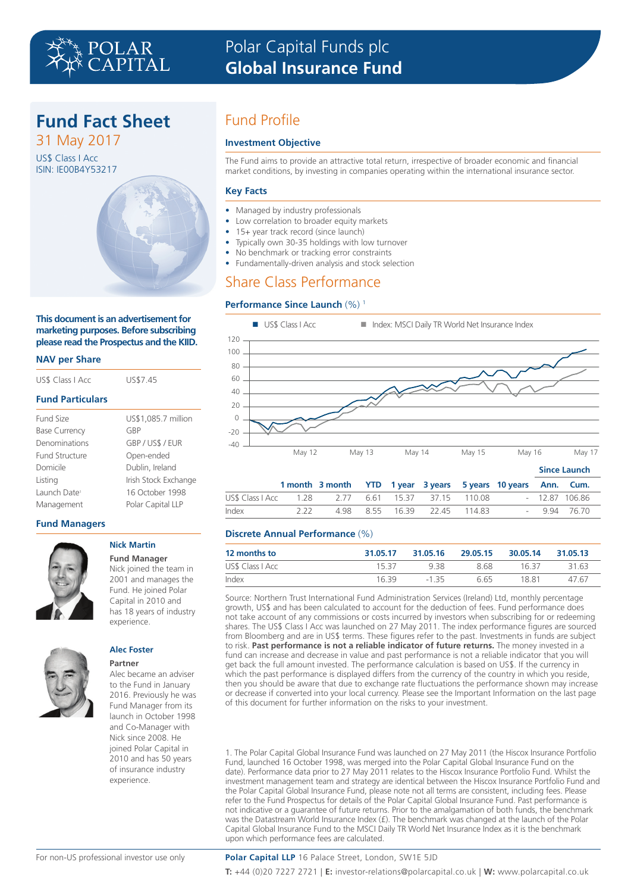# Polar Capital Funds plc
# Global Insurance Fund

## Fund Fact Sheet

31 May 2017

US$ Class I Acc
ISIN: IE00B4Y53217

**This document is an advertisement for marketing purposes. Before subscribing please read the Prospectus and the KIID.**

### NAV per Share

| | |
|---|---|
| US$ Class I Acc | US$7.45 |

### Fund Particulars

| | |
|---|---|
| Fund Size | US$1,085.7 million |
| Base Currency | GBP |
| Denominations | GBP / US$ / EUR |
| Fund Structure | Open-ended |
| Domicile | Dublin, Ireland |
| Listing | Irish Stock Exchange |
| Launch Date[1] | 16 October 1998 |
| Management | Polar Capital LLP |

### Fund Managers

**Nick Martin**

**Fund Manager**

Nick joined the team in 2001 and manages the Fund. He joined Polar Capital in 2010 and has 18 years of industry experience.

**Alec Foster**

**Partner**

Alec became an adviser to the Fund in January 2016. Previously he was Fund Manager from its launch in October 1998 and Co-Manager with Nick since 2008. He joined Polar Capital in 2010 and has 50 years of insurance industry experience.

## Fund Profile

### Investment Objective

The Fund aims to provide an attractive total return, irrespective of broader economic and financial market conditions, by investing in companies operating within the international insurance sector.

### Key Facts

- Managed by industry professionals
- Low correlation to broader equity markets
- 15+ year track record (since launch)
- Typically own 30-35 holdings with low turnover
- No benchmark or tracking error constraints
- Fundamentally-driven analysis and stock selection

## Share Class Performance

### Performance Since Launch (%) [1]

■ US$ Class I Acc ■ Index: MSCI Daily TR World Net Insurance Index

| | 1 month | 3 month | YTD | 1 year | 3 years | 5 years | 10 years | Since Launch Ann. | Since Launch Cum. |
|---|---|---|---|---|---|---|---|---|---|
| US$ Class I Acc | 1.28 | 2.77 | 6.61 | 15.37 | 37.15 | 110.08 | - | 12.87 | 106.86 |
| Index | 2.22 | 4.98 | 8.55 | 16.39 | 22.45 | 114.83 | - | 9.94 | 76.70 |

### Discrete Annual Performance (%)

| 12 months to | 31.05.17 | 31.05.16 | 29.05.15 | 30.05.14 | 31.05.13 |
|---|---|---|---|---|---|
| US$ Class I Acc | 15.37 | 9.38 | 8.68 | 16.37 | 31.63 |
| Index | 16.39 | -1.35 | 6.65 | 18.81 | 47.67 |

Source: Northern Trust International Fund Administration Services (Ireland) Ltd, monthly percentage growth, US$ and has been calculated to account for the deduction of fees. Fund performance does not take account of any commissions or costs incurred by investors when subscribing for or redeeming shares. The US$ Class I Acc was launched on 27 May 2011. The index performance figures are sourced from Bloomberg and are in US$ terms. These figures refer to the past. Investments in funds are subject to risk. **Past performance is not a reliable indicator of future returns.** The money invested in a fund can increase and decrease in value and past performance is not a reliable indicator that you will get back the full amount invested. The performance calculation is based on US$. If the currency in which the past performance is displayed differs from the currency of the country in which you reside, then you should be aware that due to exchange rate fluctuations the performance shown may increase or decrease if converted into your local currency. Please see the Important Information on the last page of this document for further information on the risks to your investment.

1. The Polar Capital Global Insurance Fund was launched on 27 May 2011 (the Hiscox Insurance Portfolio Fund, launched 16 October 1998, was merged into the Polar Capital Global Insurance Fund on the date). Performance data prior to 27 May 2011 relates to the Hiscox Insurance Portfolio Fund. Whilst the investment management team and strategy are identical between the Hiscox Insurance Portfolio Fund and the Polar Capital Global Insurance Fund, please note not all terms are consistent, including fees. Please refer to the Fund Prospectus for details of the Polar Capital Global Insurance Fund. Past performance is not indicative or a guarantee of future returns. Prior to the amalgamation of both funds, the benchmark was the Datastream World Insurance Index (£). The benchmark was changed at the launch of the Polar Capital Global Insurance Fund to the MSCI Daily TR World Net Insurance Index as it is the benchmark upon which performance fees are calculated.

For non-US professional investor use only

**Polar Capital LLP** 16 Palace Street, London, SW1E 5JD

**T:** +44 (0)20 7227 2721 | **E:** investor-relations@polarcapital.co.uk | **W:** www.polarcapital.co.uk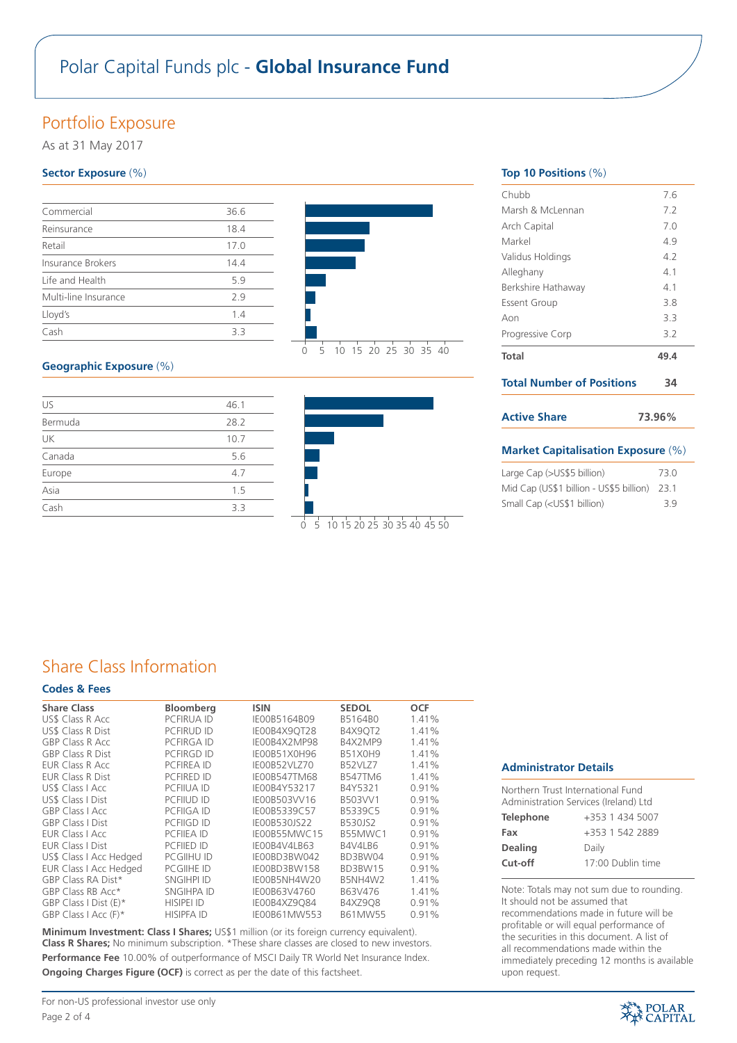# Polar Capital Funds plc - **Global Insurance Fund**

## Portfolio Exposure

As at 31 May 2017

### Sector Exposure (%)

| Sector | % |
|---|---|
| Commercial | 36.6 |
| Reinsurance | 18.4 |
| Retail | 17.0 |
| Insurance Brokers | 14.4 |
| Life and Health | 5.9 |
| Multi-line Insurance | 2.9 |
| Lloyd's | 1.4 |
| Cash | 3.3 |

### Geographic Exposure (%)

| Region | % |
|---|---|
| US | 46.1 |
| Bermuda | 28.2 |
| UK | 10.7 |
| Canada | 5.6 |
| Europe | 4.7 |
| Asia | 1.5 |
| Cash | 3.3 |

### Top 10 Positions (%)

| Position | % |
|---|---|
| Chubb | 7.6 |
| Marsh & McLennan | 7.2 |
| Arch Capital | 7.0 |
| Markel | 4.9 |
| Validus Holdings | 4.2 |
| Alleghany | 4.1 |
| Berkshire Hathaway | 4.1 |
| Essent Group | 3.8 |
| Aon | 3.3 |
| Progressive Corp | 3.2 |
| **Total** | **49.4** |

**Total Number of Positions** **34**

**Active Share** **73.96%**

### Market Capitalisation Exposure (%)

| Market Cap | % |
|---|---|
| Large Cap (>US$5 billion) | 73.0 |
| Mid Cap (US$1 billion - US$5 billion) | 23.1 |
| Small Cap (<US$1 billion) | 3.9 |

## Share Class Information

### Codes & Fees

| Share Class | Bloomberg | ISIN | SEDOL | OCF |
|---|---|---|---|---|
| US$ Class R Acc | PCFIRUA ID | IE00B5164B09 | B5164B0 | 1.41% |
| US$ Class R Dist | PCFIRUD ID | IE00B4X9QT28 | B4X9QT2 | 1.41% |
| GBP Class R Acc | PCFIRGA ID | IE00B4X2MP98 | B4X2MP9 | 1.41% |
| GBP Class R Dist | PCFIRGD ID | IE00B51X0H96 | B51X0H9 | 1.41% |
| EUR Class R Acc | PCFIREA ID | IE00B52VLZ70 | B52VLZ7 | 1.41% |
| EUR Class R Dist | PCFIRED ID | IE00B547TM68 | B547TM6 | 1.41% |
| US$ Class I Acc | PCFIIUA ID | IE00B4Y53217 | B4Y5321 | 0.91% |
| US$ Class I Dist | PCFIIUD ID | IE00B503VV16 | B503VV1 | 0.91% |
| GBP Class I Acc | PCFIIGA ID | IE00B5339C57 | B5339C5 | 0.91% |
| GBP Class I Dist | PCFIIGD ID | IE00B530JS22 | B530JS2 | 0.91% |
| EUR Class I Acc | PCFIIEA ID | IE00B55MWC15 | B55MWC1 | 0.91% |
| EUR Class I Dist | PCFIIED ID | IE00B4V4LB63 | B4V4LB6 | 0.91% |
| US$ Class I Acc Hedged | PCGIIHU ID | IE00BD3BW042 | BD3BW04 | 0.91% |
| EUR Class I Acc Hedged | PCGIIHE ID | IE00BD3BW158 | BD3BW15 | 0.91% |
| GBP Class RA Dist* | SNGIHPI ID | IE00B5NH4W20 | B5NH4W2 | 1.41% |
| GBP Class RB Acc* | SNGIHPA ID | IE00B63V4760 | B63V476 | 1.41% |
| GBP Class I Dist (E)* | HISIPEI ID | IE00B4XZ9Q84 | B4XZ9Q8 | 0.91% |
| GBP Class I Acc (F)* | HISIPFA ID | IE00B61MW553 | B61MW55 | 0.91% |

**Minimum Investment: Class I Shares;** US$1 million (or its foreign currency equivalent). **Class R Shares;** No minimum subscription. *These share classes are closed to new investors.

**Performance Fee** 10.00% of outperformance of MSCI Daily TR World Net Insurance Index.

**Ongoing Charges Figure (OCF)** is correct as per the date of this factsheet.

### Administrator Details

Northern Trust International Fund Administration Services (Ireland) Ltd

| | |
|---|---|
| **Telephone** | +353 1 434 5007 |
| **Fax** | +353 1 542 2889 |
| **Dealing** | Daily |
| **Cut-off** | 17:00 Dublin time |

Note: Totals may not sum due to rounding. It should not be assumed that recommendations made in future will be profitable or will equal performance of the securities in this document. A list of all recommendations made within the immediately preceding 12 months is available upon request.

For non-US professional investor use only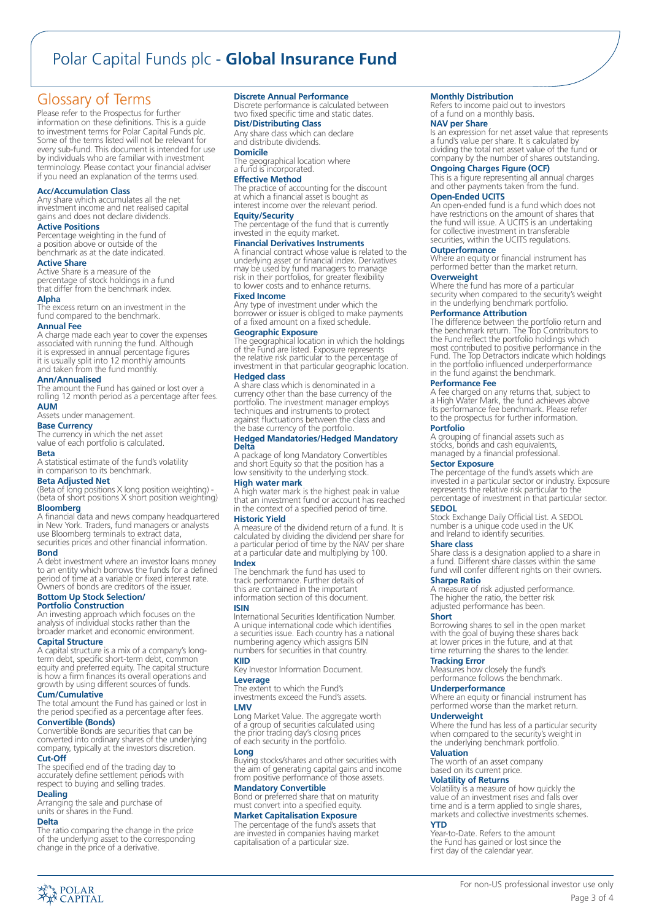# Polar Capital Funds plc - **Global Insurance Fund**

## Glossary of Terms

Please refer to the Prospectus for further information on these definitions. This is a guide to investment terms for Polar Capital Funds plc. Some of the terms listed will not be relevant for every sub-fund. This document is intended for use by individuals who are familiar with investment terminology. Please contact your financial adviser if you need an explanation of the terms used.

**Acc/Accumulation Class**
Any share which accumulates all the net investment income and net realised capital gains and does not declare dividends.

**Active Positions**
Percentage weighting in the fund of a position above or outside of the benchmark as at the date indicated.

**Active Share**
Active Share is a measure of the percentage of stock holdings in a fund that differ from the benchmark index.

**Alpha**
The excess return on an investment in the fund compared to the benchmark.

**Annual Fee**
A charge made each year to cover the expenses associated with running the fund. Although it is expressed in annual percentage figures it is usually split into 12 monthly amounts and taken from the fund monthly.

**Ann/Annualised**
The amount the Fund has gained or lost over a rolling 12 month period as a percentage after fees.

**AUM**
Assets under management.

**Base Currency**
The currency in which the net asset value of each portfolio is calculated.

**Beta**
A statistical estimate of the fund's volatility in comparison to its benchmark.

**Beta Adjusted Net**
(Beta of long positions X long position weighting) - (beta of short positions X short position weighting)

**Bloomberg**
A financial data and news company headquartered in New York. Traders, fund managers or analysts use Bloomberg terminals to extract data, securities prices and other financial information.

**Bond**
A debt investment where an investor loans money to an entity which borrows the funds for a defined period of time at a variable or fixed interest rate. Owners of bonds are creditors of the issuer.

**Bottom Up Stock Selection/ Portfolio Construction**
An investing approach which focuses on the analysis of individual stocks rather than the broader market and economic environment.

**Capital Structure**
A capital structure is a mix of a company's long-term debt, specific short-term debt, common equity and preferred equity. The capital structure is how a firm finances its overall operations and growth by using different sources of funds.

**Cum/Cumulative**
The total amount the Fund has gained or lost in the period specified as a percentage after fees.

**Convertible (Bonds)**
Convertible Bonds are securities that can be converted into ordinary shares of the underlying company, typically at the investors discretion.

**Cut-Off**
The specified end of the trading day to accurately define settlement periods with respect to buying and selling trades.

**Dealing**
Arranging the sale and purchase of units or shares in the Fund.

**Delta**
The ratio comparing the change in the price of the underlying asset to the corresponding change in the price of a derivative.

**Discrete Annual Performance**
Discrete performance is calculated between two fixed specific time and static dates.

**Dist/Distributing Class**
Any share class which can declare and distribute dividends.

**Domicile**
The geographical location where a fund is incorporated.

**Effective Method**
The practice of accounting for the discount at which a financial asset is bought as interest income over the relevant period.

**Equity/Security**
The percentage of the fund that is currently invested in the equity market.

**Financial Derivatives Instruments**
A financial contract whose value is related to the underlying asset or financial index. Derivatives may be used by fund managers to manage risk in their portfolios, for greater flexibility to lower costs and to enhance returns.

**Fixed Income**
Any type of investment under which the borrower or issuer is obliged to make payments of a fixed amount on a fixed schedule.

**Geographic Exposure**
The geographical location in which the holdings of the Fund are listed. Exposure represents the relative risk particular to the percentage of investment in that particular geographic location.

**Hedged class**
A share class which is denominated in a currency other than the base currency of the portfolio. The investment manager employs techniques and instruments to protect against fluctuations between the class and the base currency of the portfolio.

**Hedged Mandatories/Hedged Mandatory Delta**
A package of long Mandatory Convertibles and short Equity so that the position has a low sensitivity to the underlying stock.

**High water mark**
A high water mark is the highest peak in value that an investment fund or account has reached in the context of a specified period of time.

**Historic Yield**
A measure of the dividend return of a fund. It is calculated by dividing the dividend per share for a particular period of time by the NAV per share at a particular date and multiplying by 100.

**Index**
The benchmark the fund has used to track performance. Further details of this are contained in the important information section of this document.

**ISIN**
International Securities Identification Number. A unique international code which identifies a securities issue. Each country has a national numbering agency which assigns ISIN numbers for securities in that country.

**KIID**
Key Investor Information Document.

**Leverage**
The extent to which the Fund's investments exceed the Fund's assets.

**LMV**
Long Market Value. The aggregate worth of a group of securities calculated using the prior trading day's closing prices of each security in the portfolio.

**Long**
Buying stocks/shares and other securities with the aim of generating capital gains and income from positive performance of those assets.

**Mandatory Convertible**
Bond or preferred share that on maturity must convert into a specified equity.

**Market Capitalisation Exposure**
The percentage of the fund's assets that are invested in companies having market capitalisation of a particular size.

**Monthly Distribution**
Refers to income paid out to investors of a fund on a monthly basis.

**NAV per Share**
Is an expression for net asset value that represents a fund's value per share. It is calculated by dividing the total net asset value of the fund or company by the number of shares outstanding.

**Ongoing Charges Figure (OCF)**
This is a figure representing all annual charges and other payments taken from the fund.

**Open-Ended UCITS**
An open-ended fund is a fund which does not have restrictions on the amount of shares that the fund will issue. A UCITS is an undertaking for collective investment in transferable securities, within the UCITS regulations.

**Outperformance**
Where an equity or financial instrument has performed better than the market return.

**Overweight**
Where the fund has more of a particular security when compared to the security's weight in the underlying benchmark portfolio.

**Performance Attribution**
The difference between the portfolio return and the benchmark return. The Top Contributors to the Fund reflect the portfolio holdings which most contributed to positive performance in the Fund. The Top Detractors indicate which holdings in the portfolio influenced underperformance in the fund against the benchmark.

**Performance Fee**
A fee charged on any returns that, subject to a High Water Mark, the fund achieves above its performance fee benchmark. Please refer to the prospectus for further information.

**Portfolio**
A grouping of financial assets such as stocks, bonds and cash equivalents, managed by a financial professional.

**Sector Exposure**
The percentage of the fund's assets which are invested in a particular sector or industry. Exposure represents the relative risk particular to the percentage of investment in that particular sector.

**SEDOL**
Stock Exchange Daily Official List. A SEDOL number is a unique code used in the UK and Ireland to identify securities.

**Share class**
Share class is a designation applied to a share in a fund. Different share classes within the same fund will confer different rights on their owners.

**Sharpe Ratio**
A measure of risk adjusted performance. The higher the ratio, the better risk adjusted performance has been.

**Short**
Borrowing shares to sell in the open market with the goal of buying these shares back at lower prices in the future, and at that time returning the shares to the lender.

**Tracking Error**
Measures how closely the fund's performance follows the benchmark.

**Underperformance**
Where an equity or financial instrument has performed worse than the market return.

**Underweight**
Where the fund has less of a particular security when compared to the security's weight in the underlying benchmark portfolio.

**Valuation**
The worth of an asset company based on its current price.

**Volatility of Returns**
Volatility is a measure of how quickly the value of an investment rises and falls over time and is a term applied to single shares, markets and collective investments schemes.

**YTD**
Year-to-Date. Refers to the amount the Fund has gained or lost since the first day of the calendar year.

For non-US professional investor use only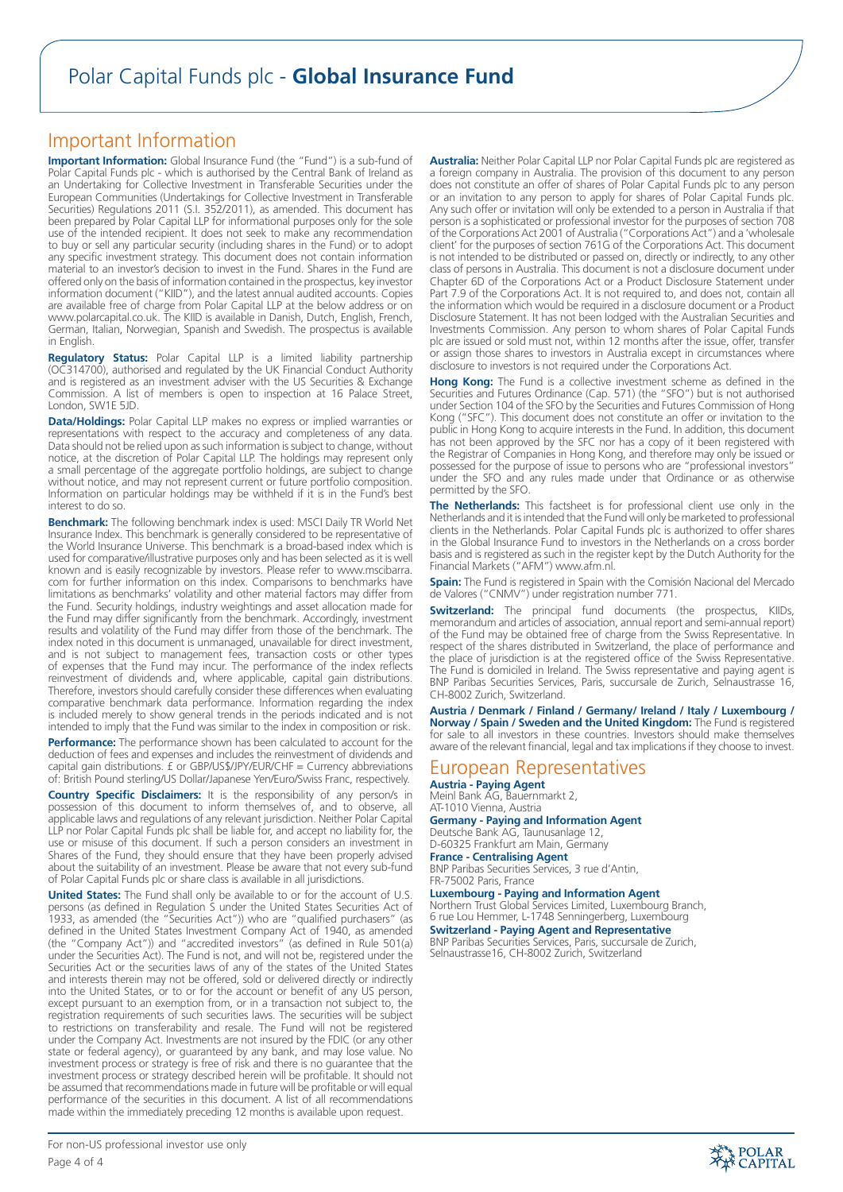# Polar Capital Funds plc - **Global Insurance Fund**

## Important Information

**Important Information:** Global Insurance Fund (the "Fund") is a sub-fund of Polar Capital Funds plc - which is authorised by the Central Bank of Ireland as an Undertaking for Collective Investment in Transferable Securities under the European Communities (Undertakings for Collective Investment in Transferable Securities) Regulations 2011 (S.I. 352/2011), as amended. This document has been prepared by Polar Capital LLP for informational purposes only for the sole use of the intended recipient. It does not seek to make any recommendation to buy or sell any particular security (including shares in the Fund) or to adopt any specific investment strategy. This document does not contain information material to an investor's decision to invest in the Fund. Shares in the Fund are offered only on the basis of information contained in the prospectus, key investor information document ("KIID"), and the latest annual audited accounts. Copies are available free of charge from Polar Capital LLP at the below address or on www.polarcapital.co.uk. The KIID is available in Danish, Dutch, English, French, German, Italian, Norwegian, Spanish and Swedish. The prospectus is available in English.

**Regulatory Status:** Polar Capital LLP is a limited liability partnership (OC314700), authorised and regulated by the UK Financial Conduct Authority and is registered as an investment adviser with the US Securities & Exchange Commission. A list of members is open to inspection at 16 Palace Street, London, SW1E 5JD.

**Data/Holdings:** Polar Capital LLP makes no express or implied warranties or representations with respect to the accuracy and completeness of any data. Data should not be relied upon as such information is subject to change, without notice, at the discretion of Polar Capital LLP. The holdings may represent only a small percentage of the aggregate portfolio holdings, are subject to change without notice, and may not represent current or future portfolio composition. Information on particular holdings may be withheld if it is in the Fund's best interest to do so.

**Benchmark:** The following benchmark index is used: MSCI Daily TR World Net Insurance Index. This benchmark is generally considered to be representative of the World Insurance Universe. This benchmark is a broad-based index which is used for comparative/illustrative purposes only and has been selected as it is well known and is easily recognizable by investors. Please refer to www.mscibarra.com for further information on this index. Comparisons to benchmarks have limitations as benchmarks' volatility and other material factors may differ from the Fund. Security holdings, industry weightings and asset allocation made for the Fund may differ significantly from the benchmark. Accordingly, investment results and volatility of the Fund may differ from those of the benchmark. The index noted in this document is unmanaged, unavailable for direct investment, and is not subject to management fees, transaction costs or other types of expenses that the Fund may incur. The performance of the index reflects reinvestment of dividends and, where applicable, capital gain distributions. Therefore, investors should carefully consider these differences when evaluating comparative benchmark data performance. Information regarding the index is included merely to show general trends in the periods indicated and is not intended to imply that the Fund was similar to the index in composition or risk.

**Performance:** The performance shown has been calculated to account for the deduction of fees and expenses and includes the reinvestment of dividends and capital gain distributions. £ or GBP/US$/JPY/EUR/CHF = Currency abbreviations of: British Pound sterling/US Dollar/Japanese Yen/Euro/Swiss Franc, respectively.

**Country Specific Disclaimers:** It is the responsibility of any person/s in possession of this document to inform themselves of, and to observe, all applicable laws and regulations of any relevant jurisdiction. Neither Polar Capital LLP nor Polar Capital Funds plc shall be liable for, and accept no liability for, the use or misuse of this document. If such a person considers an investment in Shares of the Fund, they should ensure that they have been properly advised about the suitability of an investment. Please be aware that not every sub-fund of Polar Capital Funds plc or share class is available in all jurisdictions.

**United States:** The Fund shall only be available to or for the account of U.S. persons (as defined in Regulation S under the United States Securities Act of 1933, as amended (the "Securities Act")) who are "qualified purchasers" (as defined in the United States Investment Company Act of 1940, as amended (the "Company Act")) and "accredited investors" (as defined in Rule 501(a) under the Securities Act). The Fund is not, and will not be, registered under the Securities Act or the securities laws of any of the states of the United States and interests therein may not be offered, sold or delivered directly or indirectly into the United States, or to or for the account or benefit of any US person, except pursuant to an exemption from, or in a transaction not subject to, the registration requirements of such securities laws. The securities will be subject to restrictions on transferability and resale. The Fund will not be registered under the Company Act. Investments are not insured by the FDIC (or any other state or federal agency), or guaranteed by any bank, and may lose value. No investment process or strategy is free of risk and there is no guarantee that the investment process or strategy described herein will be profitable. It should not be assumed that recommendations made in future will be profitable or will equal performance of the securities in this document. A list of all recommendations made within the immediately preceding 12 months is available upon request.

**Australia:** Neither Polar Capital LLP nor Polar Capital Funds plc are registered as a foreign company in Australia. The provision of this document to any person does not constitute an offer of shares of Polar Capital Funds plc to any person or an invitation to any person to apply for shares of Polar Capital Funds plc. Any such offer or invitation will only be extended to a person in Australia if that person is a sophisticated or professional investor for the purposes of section 708 of the Corporations Act 2001 of Australia ("Corporations Act") and a 'wholesale client' for the purposes of section 761G of the Corporations Act. This document is not intended to be distributed or passed on, directly or indirectly, to any other class of persons in Australia. This document is not a disclosure document under Chapter 6D of the Corporations Act or a Product Disclosure Statement under Part 7.9 of the Corporations Act. It is not required to, and does not, contain all the information which would be required in a disclosure document or a Product Disclosure Statement. It has not been lodged with the Australian Securities and Investments Commission. Any person to whom shares of Polar Capital Funds plc are issued or sold must not, within 12 months after the issue, offer, transfer or assign those shares to investors in Australia except in circumstances where disclosure to investors is not required under the Corporations Act.

**Hong Kong:** The Fund is a collective investment scheme as defined in the Securities and Futures Ordinance (Cap. 571) (the "SFO") but is not authorised under Section 104 of the SFO by the Securities and Futures Commission of Hong Kong ("SFC"). This document does not constitute an offer or invitation to the public in Hong Kong to acquire interests in the Fund. In addition, this document has not been approved by the SFC nor has a copy of it been registered with the Registrar of Companies in Hong Kong, and therefore may only be issued or possessed for the purpose of issue to persons who are "professional investors" under the SFO and any rules made under that Ordinance or as otherwise permitted by the SFO.

**The Netherlands:** This factsheet is for professional client use only in the Netherlands and it is intended that the Fund will only be marketed to professional clients in the Netherlands. Polar Capital Funds plc is authorized to offer shares in the Global Insurance Fund to investors in the Netherlands on a cross border basis and is registered as such in the register kept by the Dutch Authority for the Financial Markets ("AFM") www.afm.nl.

**Spain:** The Fund is registered in Spain with the Comisión Nacional del Mercado de Valores ("CNMV") under registration number 771.

**Switzerland:** The principal fund documents (the prospectus, KIIDs, memorandum and articles of association, annual report and semi-annual report) of the Fund may be obtained free of charge from the Swiss Representative. In respect of the shares distributed in Switzerland, the place of performance and the place of jurisdiction is at the registered office of the Swiss Representative. The Fund is domiciled in Ireland. The Swiss representative and paying agent is BNP Paribas Securities Services, Paris, succursale de Zurich, Selnaustrasse 16, CH-8002 Zurich, Switzerland.

**Austria / Denmark / Finland / Germany/ Ireland / Italy / Luxembourg / Norway / Spain / Sweden and the United Kingdom:** The Fund is registered for sale to all investors in these countries. Investors should make themselves aware of the relevant financial, legal and tax implications if they choose to invest.

## European Representatives

**Austria - Paying Agent**
Meinl Bank AG, Bauernmarkt 2,
AT-1010 Vienna, Austria

**Germany - Paying and Information Agent**
Deutsche Bank AG, Taunusanlage 12,
D-60325 Frankfurt am Main, Germany

**France - Centralising Agent**
BNP Paribas Securities Services, 3 rue d'Antin,
FR-75002 Paris, France

**Luxembourg - Paying and Information Agent**
Northern Trust Global Services Limited, Luxembourg Branch,
6 rue Lou Hemmer, L-1748 Senningerberg, Luxembourg

**Switzerland - Paying Agent and Representative**
BNP Paribas Securities Services, Paris, succursale de Zurich,
Selnaustrasse16, CH-8002 Zurich, Switzerland

For non-US professional investor use only